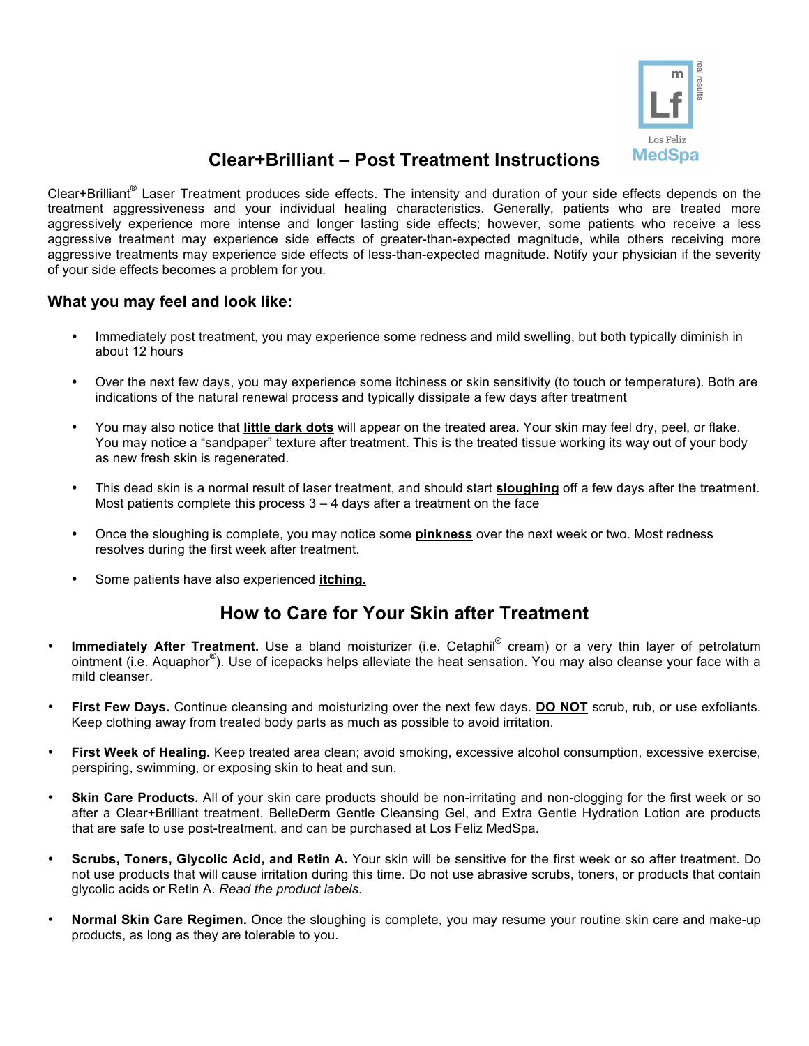# Clear+Brilliant – Post Treatment Instructions

Clear+Brilliant® Laser Treatment produces side effects. The intensity and duration of your side effects depends on the treatment aggressiveness and your individual healing characteristics. Generally, patients who are treated more aggressively experience more intense and longer lasting side effects; however, some patients who receive a less aggressive treatment may experience side effects of greater-than-expected magnitude, while others receiving more aggressive treatments may experience side effects of less-than-expected magnitude. Notify your physician if the severity of your side effects becomes a problem for you.

### What you may feel and look like:

- Immediately post treatment, you may experience some redness and mild swelling, but both typically diminish in about 12 hours
- Over the next few days, you may experience some itchiness or skin sensitivity (to touch or temperature). Both are indications of the natural renewal process and typically dissipate a few days after treatment
- You may also notice that **little dark dots** will appear on the treated area. Your skin may feel dry, peel, or flake. You may notice a "sandpaper" texture after treatment. This is the treated tissue working its way out of your body as new fresh skin is regenerated.
- This dead skin is a normal result of laser treatment, and should start **sloughing** off a few days after the treatment. Most patients complete this process 3 – 4 days after a treatment on the face
- Once the sloughing is complete, you may notice some **pinkness** over the next week or two. Most redness resolves during the first week after treatment.
- Some patients have also experienced **itching.**

## How to Care for Your Skin after Treatment

- **Immediately After Treatment.** Use a bland moisturizer (i.e. Cetaphil® cream) or a very thin layer of petrolatum ointment (i.e. Aquaphor®). Use of icepacks helps alleviate the heat sensation. You may also cleanse your face with a mild cleanser.
- **First Few Days.** Continue cleansing and moisturizing over the next few days. **DO NOT** scrub, rub, or use exfoliants. Keep clothing away from treated body parts as much as possible to avoid irritation.
- **First Week of Healing.** Keep treated area clean; avoid smoking, excessive alcohol consumption, excessive exercise, perspiring, swimming, or exposing skin to heat and sun.
- **Skin Care Products.** All of your skin care products should be non-irritating and non-clogging for the first week or so after a Clear+Brilliant treatment. BelleDerm Gentle Cleansing Gel, and Extra Gentle Hydration Lotion are products that are safe to use post-treatment, and can be purchased at Los Feliz MedSpa.
- **Scrubs, Toners, Glycolic Acid, and Retin A.** Your skin will be sensitive for the first week or so after treatment. Do not use products that will cause irritation during this time. Do not use abrasive scrubs, toners, or products that contain glycolic acids or Retin A. *Read the product labels*.
- **Normal Skin Care Regimen.** Once the sloughing is complete, you may resume your routine skin care and make-up products, as long as they are tolerable to you.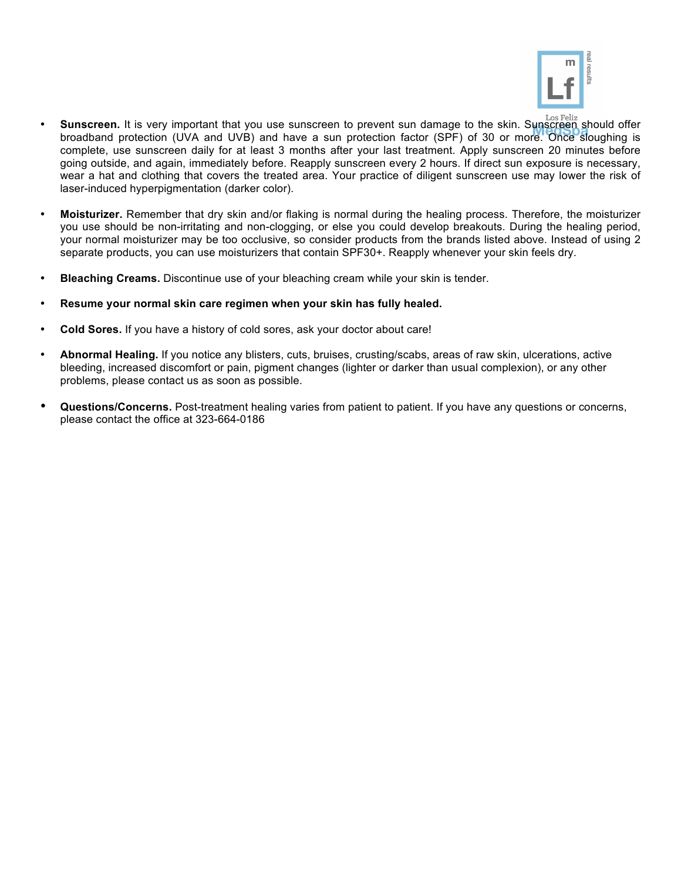- **Sunscreen.** It is very important that you use sunscreen to prevent sun damage to the skin. Sunscreen should offer broadband protection (UVA and UVB) and have a sun protection factor (SPF) of 30 or more. Once sloughing is complete, use sunscreen daily for at least 3 months after your last treatment. Apply sunscreen 20 minutes before going outside, and again, immediately before. Reapply sunscreen every 2 hours. If direct sun exposure is necessary, wear a hat and clothing that covers the treated area. Your practice of diligent sunscreen use may lower the risk of laser-induced hyperpigmentation (darker color).

- **Moisturizer.** Remember that dry skin and/or flaking is normal during the healing process. Therefore, the moisturizer you use should be non-irritating and non-clogging, or else you could develop breakouts. During the healing period, your normal moisturizer may be too occlusive, so consider products from the brands listed above. Instead of using 2 separate products, you can use moisturizers that contain SPF30+. Reapply whenever your skin feels dry.

- **Bleaching Creams.** Discontinue use of your bleaching cream while your skin is tender.

- **Resume your normal skin care regimen when your skin has fully healed.**

- **Cold Sores.** If you have a history of cold sores, ask your doctor about care!

- **Abnormal Healing.** If you notice any blisters, cuts, bruises, crusting/scabs, areas of raw skin, ulcerations, active bleeding, increased discomfort or pain, pigment changes (lighter or darker than usual complexion), or any other problems, please contact us as soon as possible.

- **Questions/Concerns.** Post-treatment healing varies from patient to patient. If you have any questions or concerns, please contact the office at 323-664-0186